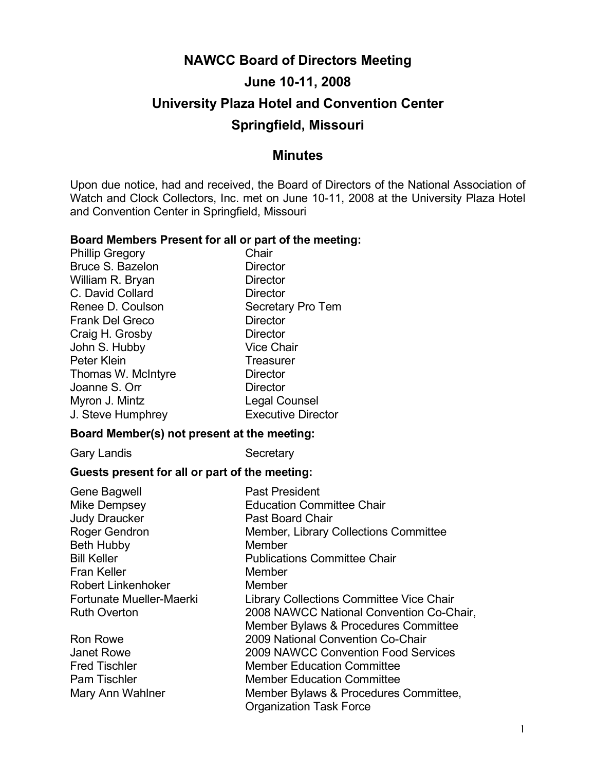# NAWCC Board of Directors Meeting

## June 10-11, 2008

## University Plaza Hotel and Convention Center

## Springfield, Missouri

## Minutes

Upon due notice, had and received, the Board of Directors of the National Association of Watch and Clock Collectors, Inc. met on June 10-11, 2008 at the University Plaza Hotel and Convention Center in Springfield, Missouri

**Board Members Present for all or part of the meeting:**

| | |
|---|---|
| Phillip Gregory | Chair |
| Bruce S. Bazelon | Director |
| William R. Bryan | Director |
| C. David Collard | Director |
| Renee D. Coulson | Secretary Pro Tem |
| Frank Del Greco | Director |
| Craig H. Grosby | Director |
| John S. Hubby | Vice Chair |
| Peter Klein | Treasurer |
| Thomas W. McIntyre | Director |
| Joanne S. Orr | Director |
| Myron J. Mintz | Legal Counsel |
| J. Steve Humphrey | Executive Director |

**Board Member(s) not present at the meeting:**

| | |
|---|---|
| Gary Landis | Secretary |

**Guests present for all or part of the meeting:**

| | |
|---|---|
| Gene Bagwell | Past President |
| Mike Dempsey | Education Committee Chair |
| Judy Draucker | Past Board Chair |
| Roger Gendron | Member, Library Collections Committee |
| Beth Hubby | Member |
| Bill Keller | Publications Committee Chair |
| Fran Keller | Member |
| Robert Linkenhoker | Member |
| Fortunate Mueller-Maerki | Library Collections Committee Vice Chair |
| Ruth Overton | 2008 NAWCC National Convention Co-Chair, Member Bylaws & Procedures Committee |
| Ron Rowe | 2009 National Convention Co-Chair |
| Janet Rowe | 2009 NAWCC Convention Food Services |
| Fred Tischler | Member Education Committee |
| Pam Tischler | Member Education Committee |
| Mary Ann Wahlner | Member Bylaws & Procedures Committee, Organization Task Force |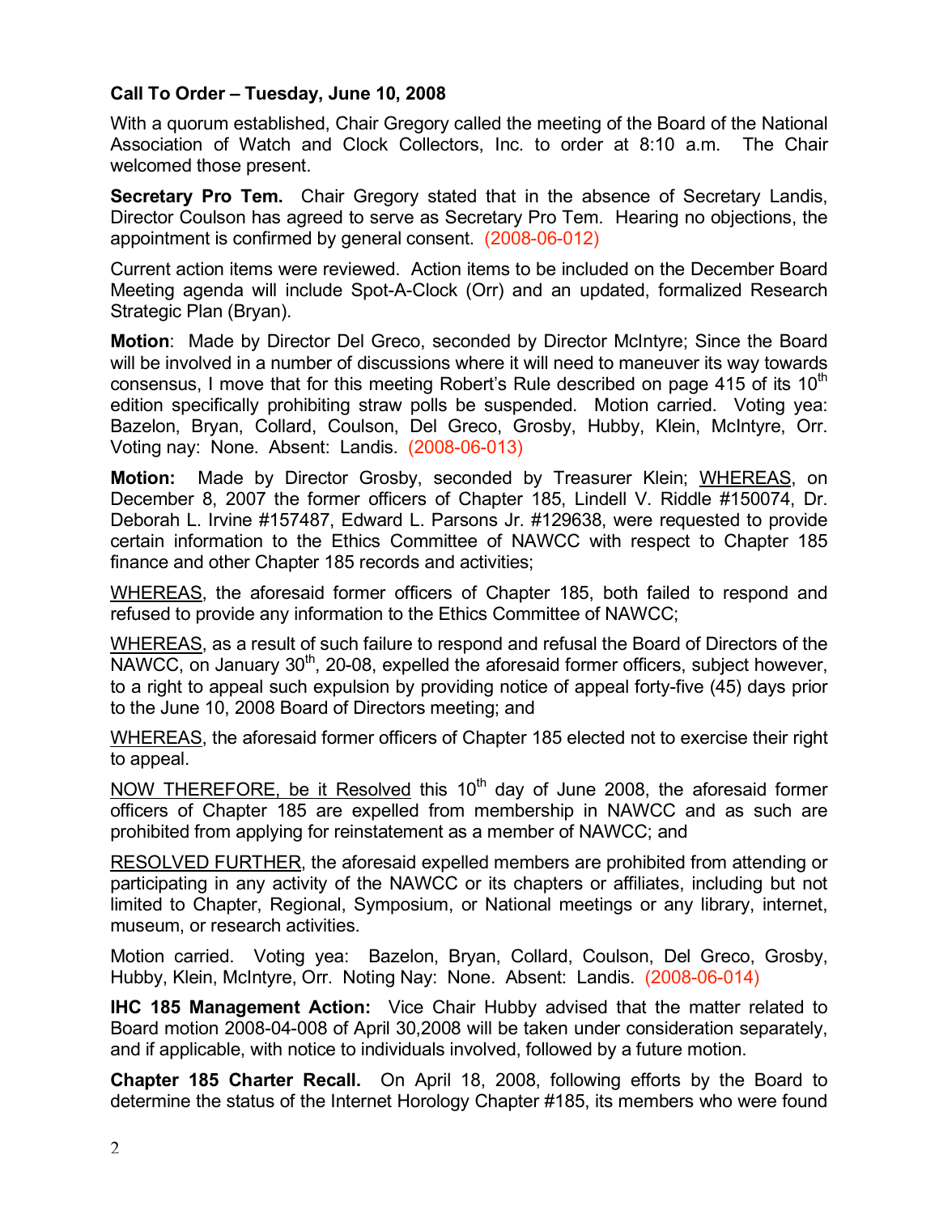**Call To Order – Tuesday, June 10, 2008**

With a quorum established, Chair Gregory called the meeting of the Board of the National Association of Watch and Clock Collectors, Inc. to order at 8:10 a.m. The Chair welcomed those present.

**Secretary Pro Tem.** Chair Gregory stated that in the absence of Secretary Landis, Director Coulson has agreed to serve as Secretary Pro Tem. Hearing no objections, the appointment is confirmed by general consent. (2008-06-012)

Current action items were reviewed. Action items to be included on the December Board Meeting agenda will include Spot-A-Clock (Orr) and an updated, formalized Research Strategic Plan (Bryan).

**Motion**: Made by Director Del Greco, seconded by Director McIntyre; Since the Board will be involved in a number of discussions where it will need to maneuver its way towards consensus, I move that for this meeting Robert's Rule described on page 415 of its 10th edition specifically prohibiting straw polls be suspended. Motion carried. Voting yea: Bazelon, Bryan, Collard, Coulson, Del Greco, Grosby, Hubby, Klein, McIntyre, Orr. Voting nay: None. Absent: Landis. (2008-06-013)

**Motion:** Made by Director Grosby, seconded by Treasurer Klein; WHEREAS, on December 8, 2007 the former officers of Chapter 185, Lindell V. Riddle #150074, Dr. Deborah L. Irvine #157487, Edward L. Parsons Jr. #129638, were requested to provide certain information to the Ethics Committee of NAWCC with respect to Chapter 185 finance and other Chapter 185 records and activities;

WHEREAS, the aforesaid former officers of Chapter 185, both failed to respond and refused to provide any information to the Ethics Committee of NAWCC;

WHEREAS, as a result of such failure to respond and refusal the Board of Directors of the NAWCC, on January 30th, 20-08, expelled the aforesaid former officers, subject however, to a right to appeal such expulsion by providing notice of appeal forty-five (45) days prior to the June 10, 2008 Board of Directors meeting; and

WHEREAS, the aforesaid former officers of Chapter 185 elected not to exercise their right to appeal.

NOW THEREFORE, be it Resolved this 10th day of June 2008, the aforesaid former officers of Chapter 185 are expelled from membership in NAWCC and as such are prohibited from applying for reinstatement as a member of NAWCC; and

RESOLVED FURTHER, the aforesaid expelled members are prohibited from attending or participating in any activity of the NAWCC or its chapters or affiliates, including but not limited to Chapter, Regional, Symposium, or National meetings or any library, internet, museum, or research activities.

Motion carried. Voting yea: Bazelon, Bryan, Collard, Coulson, Del Greco, Grosby, Hubby, Klein, McIntyre, Orr. Noting Nay: None. Absent: Landis. (2008-06-014)

**IHC 185 Management Action:** Vice Chair Hubby advised that the matter related to Board motion 2008-04-008 of April 30,2008 will be taken under consideration separately, and if applicable, with notice to individuals involved, followed by a future motion.

**Chapter 185 Charter Recall.** On April 18, 2008, following efforts by the Board to determine the status of the Internet Horology Chapter #185, its members who were found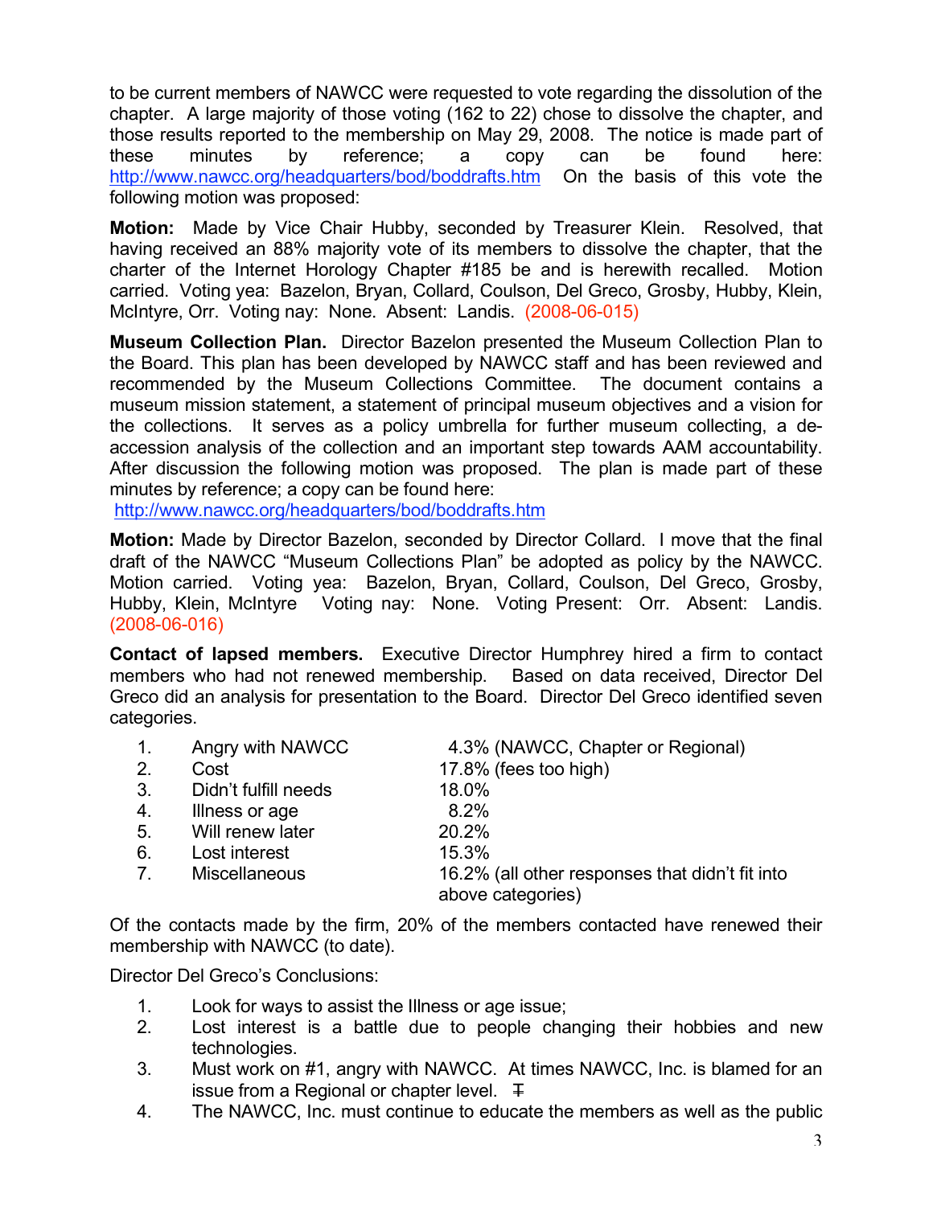to be current members of NAWCC were requested to vote regarding the dissolution of the chapter. A large majority of those voting (162 to 22) chose to dissolve the chapter, and those results reported to the membership on May 29, 2008. The notice is made part of these minutes by reference; a copy can be found here: http://www.nawcc.org/headquarters/bod/boddrafts.htm On the basis of this vote the following motion was proposed:

**Motion:** Made by Vice Chair Hubby, seconded by Treasurer Klein. Resolved, that having received an 88% majority vote of its members to dissolve the chapter, that the charter of the Internet Horology Chapter #185 be and is herewith recalled. Motion carried. Voting yea: Bazelon, Bryan, Collard, Coulson, Del Greco, Grosby, Hubby, Klein, McIntyre, Orr. Voting nay: None. Absent: Landis. (2008-06-015)

**Museum Collection Plan.** Director Bazelon presented the Museum Collection Plan to the Board. This plan has been developed by NAWCC staff and has been reviewed and recommended by the Museum Collections Committee. The document contains a museum mission statement, a statement of principal museum objectives and a vision for the collections. It serves as a policy umbrella for further museum collecting, a de-accession analysis of the collection and an important step towards AAM accountability. After discussion the following motion was proposed. The plan is made part of these minutes by reference; a copy can be found here:
http://www.nawcc.org/headquarters/bod/boddrafts.htm

**Motion:** Made by Director Bazelon, seconded by Director Collard. I move that the final draft of the NAWCC "Museum Collections Plan" be adopted as policy by the NAWCC. Motion carried. Voting yea: Bazelon, Bryan, Collard, Coulson, Del Greco, Grosby, Hubby, Klein, McIntyre Voting nay: None. Voting Present: Orr. Absent: Landis. (2008-06-016)

**Contact of lapsed members.** Executive Director Humphrey hired a firm to contact members who had not renewed membership. Based on data received, Director Del Greco did an analysis for presentation to the Board. Director Del Greco identified seven categories.

1. Angry with NAWCC — 4.3% (NAWCC, Chapter or Regional)
2. Cost — 17.8% (fees too high)
3. Didn't fulfill needs — 18.0%
4. Illness or age — 8.2%
5. Will renew later — 20.2%
6. Lost interest — 15.3%
7. Miscellaneous — 16.2% (all other responses that didn't fit into above categories)

Of the contacts made by the firm, 20% of the members contacted have renewed their membership with NAWCC (to date).

Director Del Greco's Conclusions:

1. Look for ways to assist the Illness or age issue;
2. Lost interest is a battle due to people changing their hobbies and new technologies.
3. Must work on #1, angry with NAWCC. At times NAWCC, Inc. is blamed for an issue from a Regional or chapter level. T
4. The NAWCC, Inc. must continue to educate the members as well as the public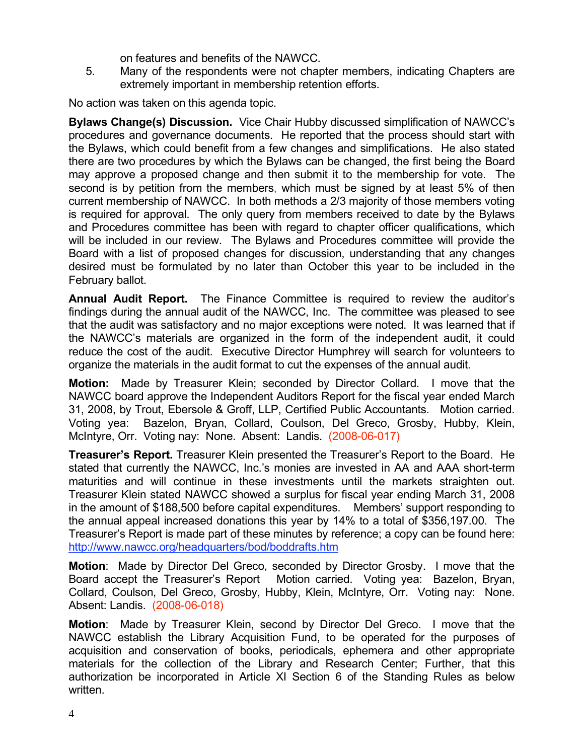on features and benefits of the NAWCC.

5. Many of the respondents were not chapter members, indicating Chapters are extremely important in membership retention efforts.

No action was taken on this agenda topic.

**Bylaws Change(s) Discussion.** Vice Chair Hubby discussed simplification of NAWCC's procedures and governance documents. He reported that the process should start with the Bylaws, which could benefit from a few changes and simplifications. He also stated there are two procedures by which the Bylaws can be changed, the first being the Board may approve a proposed change and then submit it to the membership for vote. The second is by petition from the members, which must be signed by at least 5% of then current membership of NAWCC. In both methods a 2/3 majority of those members voting is required for approval. The only query from members received to date by the Bylaws and Procedures committee has been with regard to chapter officer qualifications, which will be included in our review. The Bylaws and Procedures committee will provide the Board with a list of proposed changes for discussion, understanding that any changes desired must be formulated by no later than October this year to be included in the February ballot.

**Annual Audit Report.** The Finance Committee is required to review the auditor's findings during the annual audit of the NAWCC, Inc. The committee was pleased to see that the audit was satisfactory and no major exceptions were noted. It was learned that if the NAWCC's materials are organized in the form of the independent audit, it could reduce the cost of the audit. Executive Director Humphrey will search for volunteers to organize the materials in the audit format to cut the expenses of the annual audit.

**Motion:** Made by Treasurer Klein; seconded by Director Collard. I move that the NAWCC board approve the Independent Auditors Report for the fiscal year ended March 31, 2008, by Trout, Ebersole & Groff, LLP, Certified Public Accountants. Motion carried. Voting yea: Bazelon, Bryan, Collard, Coulson, Del Greco, Grosby, Hubby, Klein, McIntyre, Orr. Voting nay: None. Absent: Landis. (2008-06-017)

**Treasurer's Report.** Treasurer Klein presented the Treasurer's Report to the Board. He stated that currently the NAWCC, Inc.'s monies are invested in AA and AAA short-term maturities and will continue in these investments until the markets straighten out. Treasurer Klein stated NAWCC showed a surplus for fiscal year ending March 31, 2008 in the amount of $188,500 before capital expenditures. Members' support responding to the annual appeal increased donations this year by 14% to a total of $356,197.00. The Treasurer's Report is made part of these minutes by reference; a copy can be found here: http://www.nawcc.org/headquarters/bod/boddrafts.htm

**Motion**: Made by Director Del Greco, seconded by Director Grosby. I move that the Board accept the Treasurer's Report Motion carried. Voting yea: Bazelon, Bryan, Collard, Coulson, Del Greco, Grosby, Hubby, Klein, McIntyre, Orr. Voting nay: None. Absent: Landis. (2008-06-018)

**Motion**: Made by Treasurer Klein, second by Director Del Greco. I move that the NAWCC establish the Library Acquisition Fund, to be operated for the purposes of acquisition and conservation of books, periodicals, ephemera and other appropriate materials for the collection of the Library and Research Center; Further, that this authorization be incorporated in Article XI Section 6 of the Standing Rules as below written.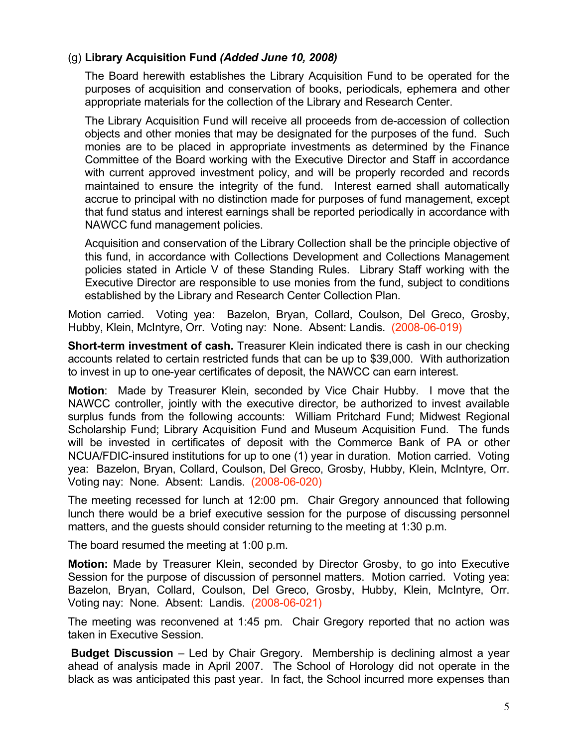(g) **Library Acquisition Fund** ***(Added June 10, 2008)***

The Board herewith establishes the Library Acquisition Fund to be operated for the purposes of acquisition and conservation of books, periodicals, ephemera and other appropriate materials for the collection of the Library and Research Center.

The Library Acquisition Fund will receive all proceeds from de-accession of collection objects and other monies that may be designated for the purposes of the fund. Such monies are to be placed in appropriate investments as determined by the Finance Committee of the Board working with the Executive Director and Staff in accordance with current approved investment policy, and will be properly recorded and records maintained to ensure the integrity of the fund. Interest earned shall automatically accrue to principal with no distinction made for purposes of fund management, except that fund status and interest earnings shall be reported periodically in accordance with NAWCC fund management policies.

Acquisition and conservation of the Library Collection shall be the principle objective of this fund, in accordance with Collections Development and Collections Management policies stated in Article V of these Standing Rules. Library Staff working with the Executive Director are responsible to use monies from the fund, subject to conditions established by the Library and Research Center Collection Plan.

Motion carried. Voting yea: Bazelon, Bryan, Collard, Coulson, Del Greco, Grosby, Hubby, Klein, McIntyre, Orr. Voting nay: None. Absent: Landis. (2008-06-019)

**Short-term investment of cash.** Treasurer Klein indicated there is cash in our checking accounts related to certain restricted funds that can be up to $39,000. With authorization to invest in up to one-year certificates of deposit, the NAWCC can earn interest.

**Motion**: Made by Treasurer Klein, seconded by Vice Chair Hubby. I move that the NAWCC controller, jointly with the executive director, be authorized to invest available surplus funds from the following accounts: William Pritchard Fund; Midwest Regional Scholarship Fund; Library Acquisition Fund and Museum Acquisition Fund. The funds will be invested in certificates of deposit with the Commerce Bank of PA or other NCUA/FDIC-insured institutions for up to one (1) year in duration. Motion carried. Voting yea: Bazelon, Bryan, Collard, Coulson, Del Greco, Grosby, Hubby, Klein, McIntyre, Orr. Voting nay: None. Absent: Landis. (2008-06-020)

The meeting recessed for lunch at 12:00 pm. Chair Gregory announced that following lunch there would be a brief executive session for the purpose of discussing personnel matters, and the guests should consider returning to the meeting at 1:30 p.m.

The board resumed the meeting at 1:00 p.m.

**Motion:** Made by Treasurer Klein, seconded by Director Grosby, to go into Executive Session for the purpose of discussion of personnel matters. Motion carried. Voting yea: Bazelon, Bryan, Collard, Coulson, Del Greco, Grosby, Hubby, Klein, McIntyre, Orr. Voting nay: None. Absent: Landis. (2008-06-021)

The meeting was reconvened at 1:45 pm. Chair Gregory reported that no action was taken in Executive Session.

**Budget Discussion** – Led by Chair Gregory. Membership is declining almost a year ahead of analysis made in April 2007. The School of Horology did not operate in the black as was anticipated this past year. In fact, the School incurred more expenses than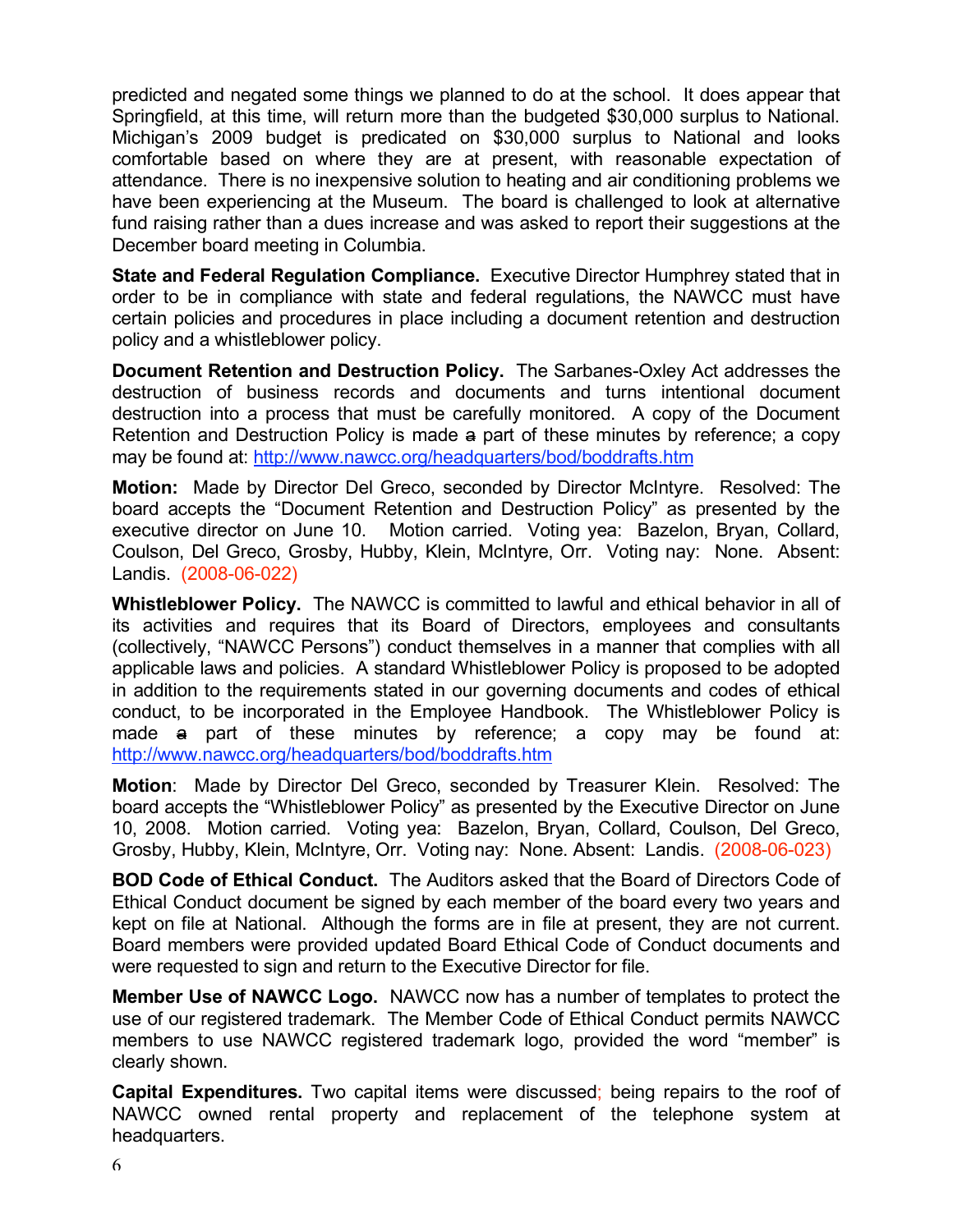predicted and negated some things we planned to do at the school. It does appear that Springfield, at this time, will return more than the budgeted $30,000 surplus to National. Michigan's 2009 budget is predicated on $30,000 surplus to National and looks comfortable based on where they are at present, with reasonable expectation of attendance. There is no inexpensive solution to heating and air conditioning problems we have been experiencing at the Museum. The board is challenged to look at alternative fund raising rather than a dues increase and was asked to report their suggestions at the December board meeting in Columbia.

**State and Federal Regulation Compliance.** Executive Director Humphrey stated that in order to be in compliance with state and federal regulations, the NAWCC must have certain policies and procedures in place including a document retention and destruction policy and a whistleblower policy.

**Document Retention and Destruction Policy.** The Sarbanes-Oxley Act addresses the destruction of business records and documents and turns intentional document destruction into a process that must be carefully monitored. A copy of the Document Retention and Destruction Policy is made ~~a~~ part of these minutes by reference; a copy may be found at: http://www.nawcc.org/headquarters/bod/boddrafts.htm

**Motion:** Made by Director Del Greco, seconded by Director McIntyre. Resolved: The board accepts the "Document Retention and Destruction Policy" as presented by the executive director on June 10. Motion carried. Voting yea: Bazelon, Bryan, Collard, Coulson, Del Greco, Grosby, Hubby, Klein, McIntyre, Orr. Voting nay: None. Absent: Landis. (2008-06-022)

**Whistleblower Policy.** The NAWCC is committed to lawful and ethical behavior in all of its activities and requires that its Board of Directors, employees and consultants (collectively, "NAWCC Persons") conduct themselves in a manner that complies with all applicable laws and policies. A standard Whistleblower Policy is proposed to be adopted in addition to the requirements stated in our governing documents and codes of ethical conduct, to be incorporated in the Employee Handbook. The Whistleblower Policy is made ~~a~~ part of these minutes by reference; a copy may be found at: http://www.nawcc.org/headquarters/bod/boddrafts.htm

**Motion**: Made by Director Del Greco, seconded by Treasurer Klein. Resolved: The board accepts the "Whistleblower Policy" as presented by the Executive Director on June 10, 2008. Motion carried. Voting yea: Bazelon, Bryan, Collard, Coulson, Del Greco, Grosby, Hubby, Klein, McIntyre, Orr. Voting nay: None. Absent: Landis. (2008-06-023)

**BOD Code of Ethical Conduct.** The Auditors asked that the Board of Directors Code of Ethical Conduct document be signed by each member of the board every two years and kept on file at National. Although the forms are in file at present, they are not current. Board members were provided updated Board Ethical Code of Conduct documents and were requested to sign and return to the Executive Director for file.

**Member Use of NAWCC Logo.** NAWCC now has a number of templates to protect the use of our registered trademark. The Member Code of Ethical Conduct permits NAWCC members to use NAWCC registered trademark logo, provided the word "member" is clearly shown.

**Capital Expenditures.** Two capital items were discussed; being repairs to the roof of NAWCC owned rental property and replacement of the telephone system at headquarters.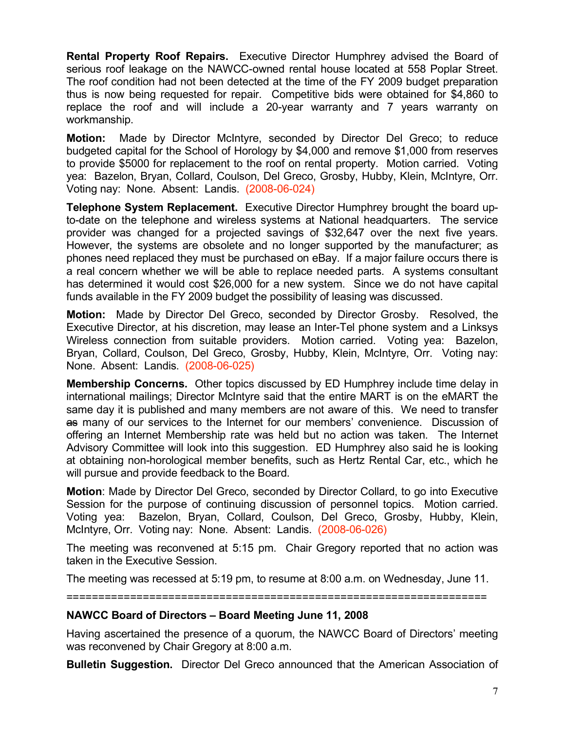**Rental Property Roof Repairs.** Executive Director Humphrey advised the Board of serious roof leakage on the NAWCC-owned rental house located at 558 Poplar Street. The roof condition had not been detected at the time of the FY 2009 budget preparation thus is now being requested for repair. Competitive bids were obtained for $4,860 to replace the roof and will include a 20-year warranty and 7 years warranty on workmanship.

**Motion:** Made by Director McIntyre, seconded by Director Del Greco; to reduce budgeted capital for the School of Horology by $4,000 and remove $1,000 from reserves to provide $5000 for replacement to the roof on rental property. Motion carried. Voting yea: Bazelon, Bryan, Collard, Coulson, Del Greco, Grosby, Hubby, Klein, McIntyre, Orr. Voting nay: None. Absent: Landis. (2008-06-024)

**Telephone System Replacement.** Executive Director Humphrey brought the board up-to-date on the telephone and wireless systems at National headquarters. The service provider was changed for a projected savings of $32,647 over the next five years. However, the systems are obsolete and no longer supported by the manufacturer; as phones need replaced they must be purchased on eBay. If a major failure occurs there is a real concern whether we will be able to replace needed parts. A systems consultant has determined it would cost $26,000 for a new system. Since we do not have capital funds available in the FY 2009 budget the possibility of leasing was discussed.

**Motion:** Made by Director Del Greco, seconded by Director Grosby. Resolved, the Executive Director, at his discretion, may lease an Inter-Tel phone system and a Linksys Wireless connection from suitable providers. Motion carried. Voting yea: Bazelon, Bryan, Collard, Coulson, Del Greco, Grosby, Hubby, Klein, McIntyre, Orr. Voting nay: None. Absent: Landis. (2008-06-025)

**Membership Concerns.** Other topics discussed by ED Humphrey include time delay in international mailings; Director McIntyre said that the entire MART is on the eMART the same day it is published and many members are not aware of this. We need to transfer ~~as~~ many of our services to the Internet for our members' convenience. Discussion of offering an Internet Membership rate was held but no action was taken. The Internet Advisory Committee will look into this suggestion. ED Humphrey also said he is looking at obtaining non-horological member benefits, such as Hertz Rental Car, etc., which he will pursue and provide feedback to the Board.

**Motion**: Made by Director Del Greco, seconded by Director Collard, to go into Executive Session for the purpose of continuing discussion of personnel topics. Motion carried. Voting yea: Bazelon, Bryan, Collard, Coulson, Del Greco, Grosby, Hubby, Klein, McIntyre, Orr. Voting nay: None. Absent: Landis. (2008-06-026)

The meeting was reconvened at 5:15 pm. Chair Gregory reported that no action was taken in the Executive Session.

The meeting was recessed at 5:19 pm, to resume at 8:00 a.m. on Wednesday, June 11.

==================================================================

**NAWCC Board of Directors – Board Meeting June 11, 2008**

Having ascertained the presence of a quorum, the NAWCC Board of Directors' meeting was reconvened by Chair Gregory at 8:00 a.m.

**Bulletin Suggestion.** Director Del Greco announced that the American Association of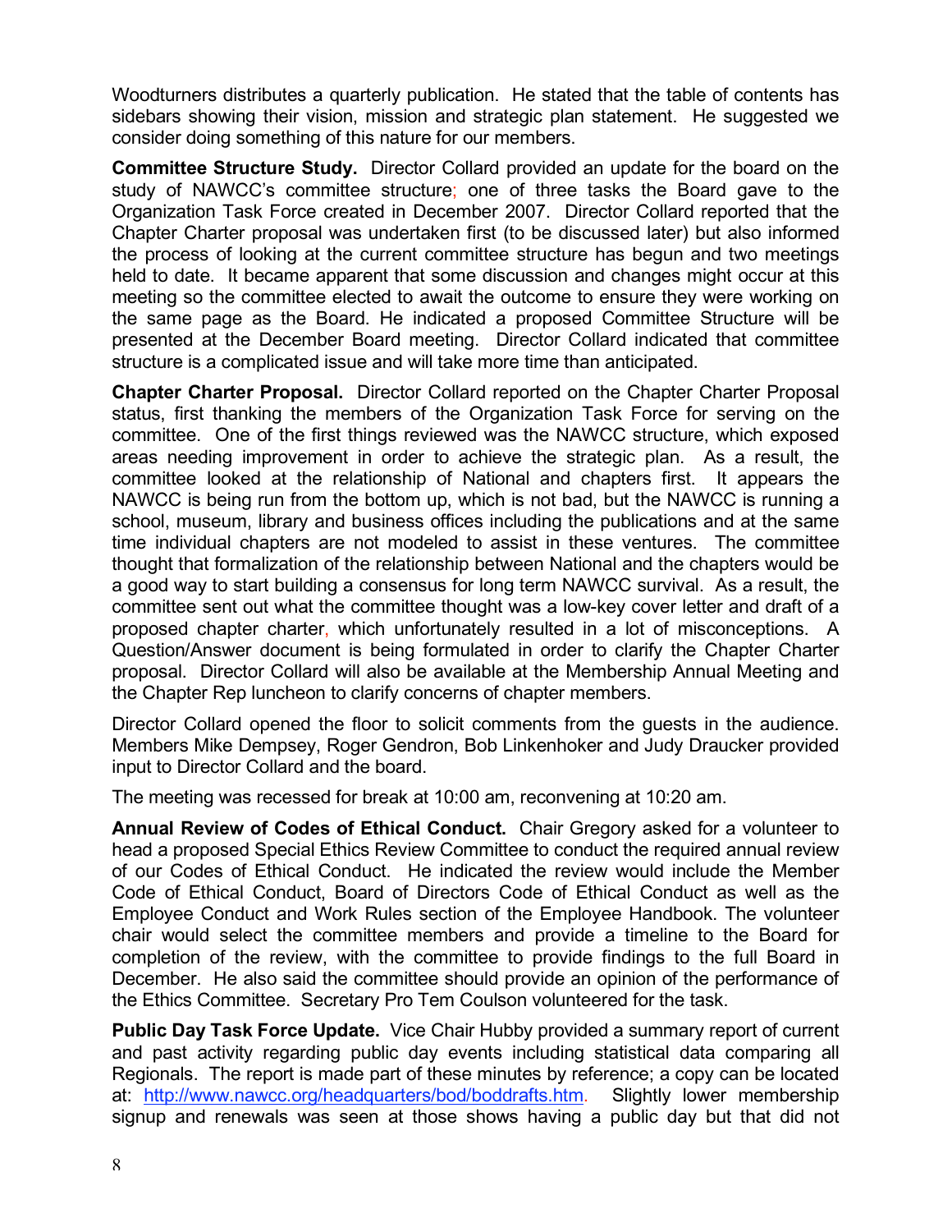Woodturners distributes a quarterly publication. He stated that the table of contents has sidebars showing their vision, mission and strategic plan statement. He suggested we consider doing something of this nature for our members.

**Committee Structure Study.** Director Collard provided an update for the board on the study of NAWCC's committee structure; one of three tasks the Board gave to the Organization Task Force created in December 2007. Director Collard reported that the Chapter Charter proposal was undertaken first (to be discussed later) but also informed the process of looking at the current committee structure has begun and two meetings held to date. It became apparent that some discussion and changes might occur at this meeting so the committee elected to await the outcome to ensure they were working on the same page as the Board. He indicated a proposed Committee Structure will be presented at the December Board meeting. Director Collard indicated that committee structure is a complicated issue and will take more time than anticipated.

**Chapter Charter Proposal.** Director Collard reported on the Chapter Charter Proposal status, first thanking the members of the Organization Task Force for serving on the committee. One of the first things reviewed was the NAWCC structure, which exposed areas needing improvement in order to achieve the strategic plan. As a result, the committee looked at the relationship of National and chapters first. It appears the NAWCC is being run from the bottom up, which is not bad, but the NAWCC is running a school, museum, library and business offices including the publications and at the same time individual chapters are not modeled to assist in these ventures. The committee thought that formalization of the relationship between National and the chapters would be a good way to start building a consensus for long term NAWCC survival. As a result, the committee sent out what the committee thought was a low-key cover letter and draft of a proposed chapter charter, which unfortunately resulted in a lot of misconceptions. A Question/Answer document is being formulated in order to clarify the Chapter Charter proposal. Director Collard will also be available at the Membership Annual Meeting and the Chapter Rep luncheon to clarify concerns of chapter members.

Director Collard opened the floor to solicit comments from the guests in the audience. Members Mike Dempsey, Roger Gendron, Bob Linkenhoker and Judy Draucker provided input to Director Collard and the board.

The meeting was recessed for break at 10:00 am, reconvening at 10:20 am.

**Annual Review of Codes of Ethical Conduct.** Chair Gregory asked for a volunteer to head a proposed Special Ethics Review Committee to conduct the required annual review of our Codes of Ethical Conduct. He indicated the review would include the Member Code of Ethical Conduct, Board of Directors Code of Ethical Conduct as well as the Employee Conduct and Work Rules section of the Employee Handbook. The volunteer chair would select the committee members and provide a timeline to the Board for completion of the review, with the committee to provide findings to the full Board in December. He also said the committee should provide an opinion of the performance of the Ethics Committee. Secretary Pro Tem Coulson volunteered for the task.

**Public Day Task Force Update.** Vice Chair Hubby provided a summary report of current and past activity regarding public day events including statistical data comparing all Regionals. The report is made part of these minutes by reference; a copy can be located at: http://www.nawcc.org/headquarters/bod/boddrafts.htm. Slightly lower membership signup and renewals was seen at those shows having a public day but that did not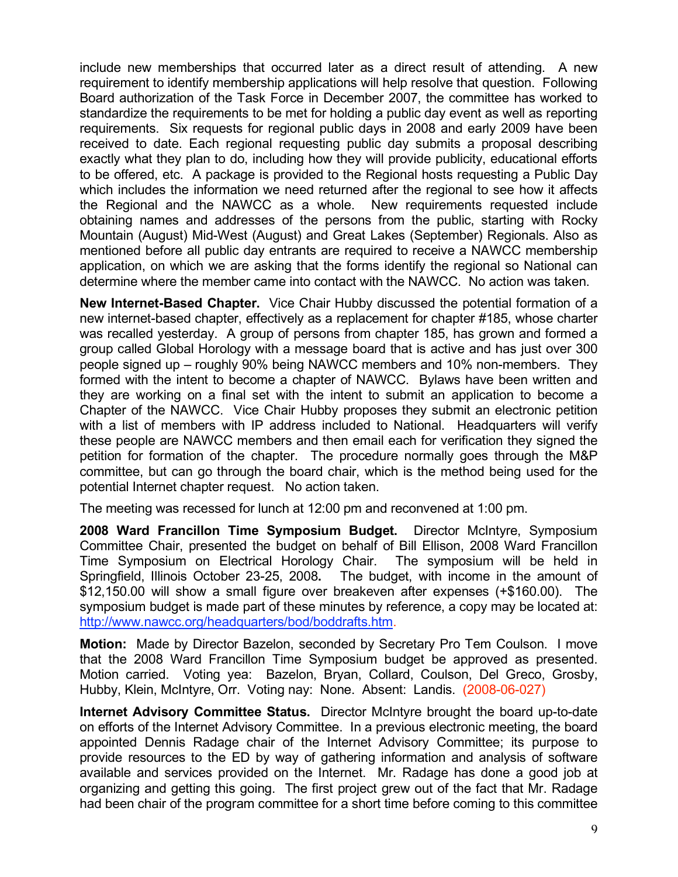include new memberships that occurred later as a direct result of attending. A new requirement to identify membership applications will help resolve that question. Following Board authorization of the Task Force in December 2007, the committee has worked to standardize the requirements to be met for holding a public day event as well as reporting requirements. Six requests for regional public days in 2008 and early 2009 have been received to date. Each regional requesting public day submits a proposal describing exactly what they plan to do, including how they will provide publicity, educational efforts to be offered, etc. A package is provided to the Regional hosts requesting a Public Day which includes the information we need returned after the regional to see how it affects the Regional and the NAWCC as a whole. New requirements requested include obtaining names and addresses of the persons from the public, starting with Rocky Mountain (August) Mid-West (August) and Great Lakes (September) Regionals. Also as mentioned before all public day entrants are required to receive a NAWCC membership application, on which we are asking that the forms identify the regional so National can determine where the member came into contact with the NAWCC. No action was taken.

**New Internet-Based Chapter.** Vice Chair Hubby discussed the potential formation of a new internet-based chapter, effectively as a replacement for chapter #185, whose charter was recalled yesterday. A group of persons from chapter 185, has grown and formed a group called Global Horology with a message board that is active and has just over 300 people signed up – roughly 90% being NAWCC members and 10% non-members. They formed with the intent to become a chapter of NAWCC. Bylaws have been written and they are working on a final set with the intent to submit an application to become a Chapter of the NAWCC. Vice Chair Hubby proposes they submit an electronic petition with a list of members with IP address included to National. Headquarters will verify these people are NAWCC members and then email each for verification they signed the petition for formation of the chapter. The procedure normally goes through the M&P committee, but can go through the board chair, which is the method being used for the potential Internet chapter request. No action taken.

The meeting was recessed for lunch at 12:00 pm and reconvened at 1:00 pm.

**2008 Ward Francillon Time Symposium Budget.** Director McIntyre, Symposium Committee Chair, presented the budget on behalf of Bill Ellison, 2008 Ward Francillon Time Symposium on Electrical Horology Chair. The symposium will be held in Springfield, Illinois October 23-25, 2008**.** The budget, with income in the amount of $12,150.00 will show a small figure over breakeven after expenses (+$160.00). The symposium budget is made part of these minutes by reference, a copy may be located at: http://www.nawcc.org/headquarters/bod/boddrafts.htm.

**Motion:** Made by Director Bazelon, seconded by Secretary Pro Tem Coulson. I move that the 2008 Ward Francillon Time Symposium budget be approved as presented. Motion carried. Voting yea: Bazelon, Bryan, Collard, Coulson, Del Greco, Grosby, Hubby, Klein, McIntyre, Orr. Voting nay: None. Absent: Landis. (2008-06-027)

**Internet Advisory Committee Status.** Director McIntyre brought the board up-to-date on efforts of the Internet Advisory Committee. In a previous electronic meeting, the board appointed Dennis Radage chair of the Internet Advisory Committee; its purpose to provide resources to the ED by way of gathering information and analysis of software available and services provided on the Internet. Mr. Radage has done a good job at organizing and getting this going. The first project grew out of the fact that Mr. Radage had been chair of the program committee for a short time before coming to this committee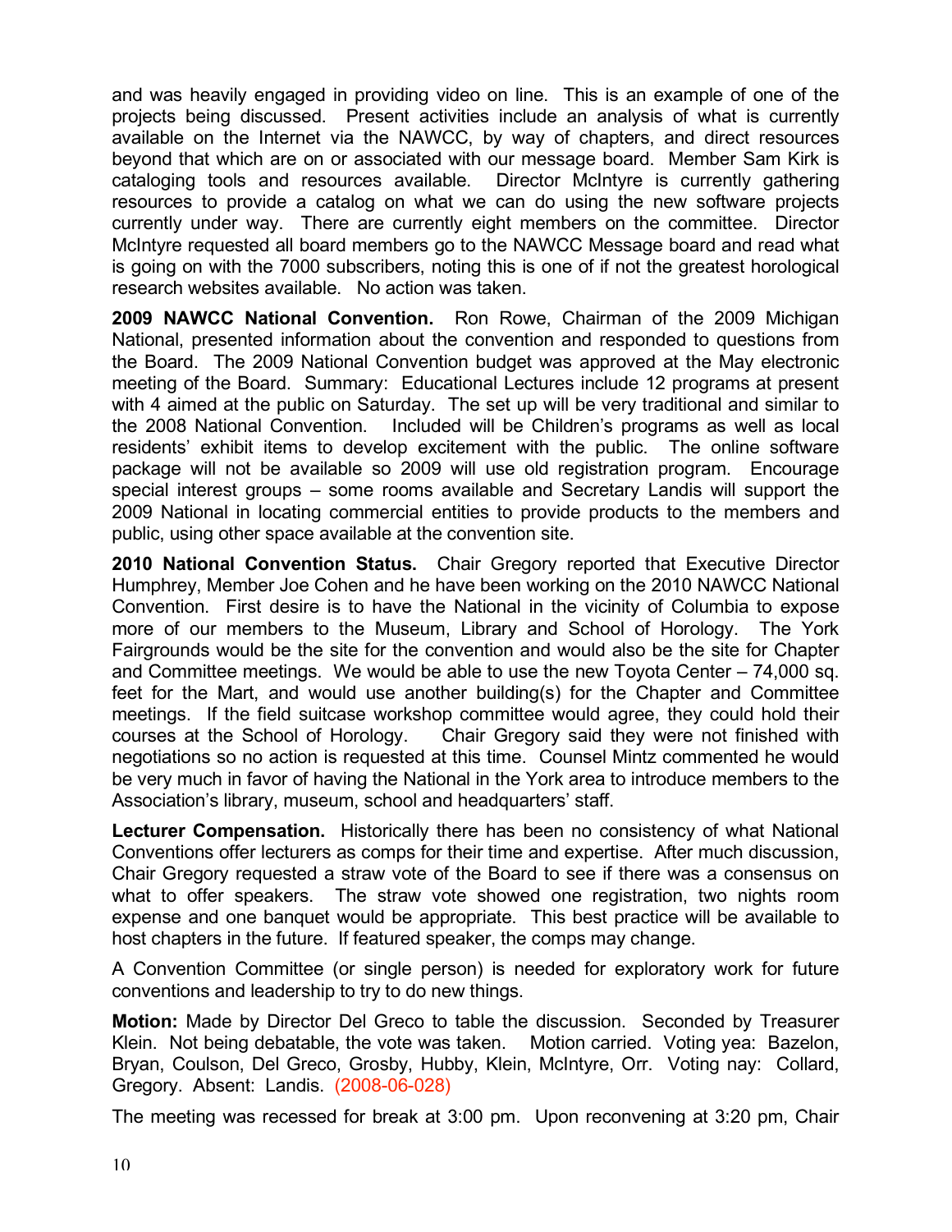and was heavily engaged in providing video on line. This is an example of one of the projects being discussed. Present activities include an analysis of what is currently available on the Internet via the NAWCC, by way of chapters, and direct resources beyond that which are on or associated with our message board. Member Sam Kirk is cataloging tools and resources available. Director McIntyre is currently gathering resources to provide a catalog on what we can do using the new software projects currently under way. There are currently eight members on the committee. Director McIntyre requested all board members go to the NAWCC Message board and read what is going on with the 7000 subscribers, noting this is one of if not the greatest horological research websites available. No action was taken.

**2009 NAWCC National Convention.** Ron Rowe, Chairman of the 2009 Michigan National, presented information about the convention and responded to questions from the Board. The 2009 National Convention budget was approved at the May electronic meeting of the Board. Summary: Educational Lectures include 12 programs at present with 4 aimed at the public on Saturday. The set up will be very traditional and similar to the 2008 National Convention. Included will be Children's programs as well as local residents' exhibit items to develop excitement with the public. The online software package will not be available so 2009 will use old registration program. Encourage special interest groups – some rooms available and Secretary Landis will support the 2009 National in locating commercial entities to provide products to the members and public, using other space available at the convention site.

**2010 National Convention Status.** Chair Gregory reported that Executive Director Humphrey, Member Joe Cohen and he have been working on the 2010 NAWCC National Convention. First desire is to have the National in the vicinity of Columbia to expose more of our members to the Museum, Library and School of Horology. The York Fairgrounds would be the site for the convention and would also be the site for Chapter and Committee meetings. We would be able to use the new Toyota Center – 74,000 sq. feet for the Mart, and would use another building(s) for the Chapter and Committee meetings. If the field suitcase workshop committee would agree, they could hold their courses at the School of Horology. Chair Gregory said they were not finished with negotiations so no action is requested at this time. Counsel Mintz commented he would be very much in favor of having the National in the York area to introduce members to the Association's library, museum, school and headquarters' staff.

**Lecturer Compensation.** Historically there has been no consistency of what National Conventions offer lecturers as comps for their time and expertise. After much discussion, Chair Gregory requested a straw vote of the Board to see if there was a consensus on what to offer speakers. The straw vote showed one registration, two nights room expense and one banquet would be appropriate. This best practice will be available to host chapters in the future. If featured speaker, the comps may change.

A Convention Committee (or single person) is needed for exploratory work for future conventions and leadership to try to do new things.

**Motion:** Made by Director Del Greco to table the discussion. Seconded by Treasurer Klein. Not being debatable, the vote was taken. Motion carried. Voting yea: Bazelon, Bryan, Coulson, Del Greco, Grosby, Hubby, Klein, McIntyre, Orr. Voting nay: Collard, Gregory. Absent: Landis. (2008-06-028)

The meeting was recessed for break at 3:00 pm. Upon reconvening at 3:20 pm, Chair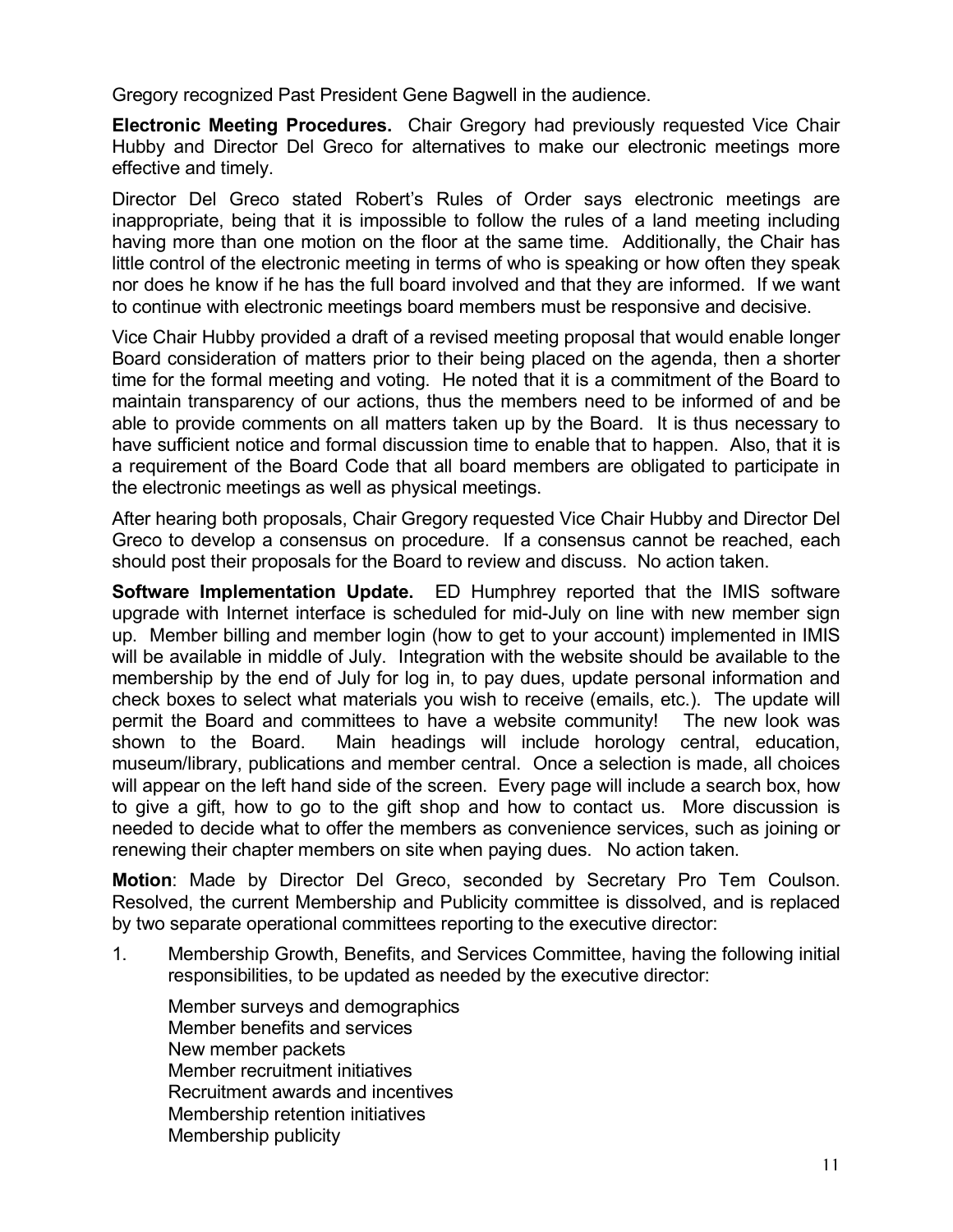Gregory recognized Past President Gene Bagwell in the audience.

**Electronic Meeting Procedures.** Chair Gregory had previously requested Vice Chair Hubby and Director Del Greco for alternatives to make our electronic meetings more effective and timely.

Director Del Greco stated Robert's Rules of Order says electronic meetings are inappropriate, being that it is impossible to follow the rules of a land meeting including having more than one motion on the floor at the same time. Additionally, the Chair has little control of the electronic meeting in terms of who is speaking or how often they speak nor does he know if he has the full board involved and that they are informed. If we want to continue with electronic meetings board members must be responsive and decisive.

Vice Chair Hubby provided a draft of a revised meeting proposal that would enable longer Board consideration of matters prior to their being placed on the agenda, then a shorter time for the formal meeting and voting. He noted that it is a commitment of the Board to maintain transparency of our actions, thus the members need to be informed of and be able to provide comments on all matters taken up by the Board. It is thus necessary to have sufficient notice and formal discussion time to enable that to happen. Also, that it is a requirement of the Board Code that all board members are obligated to participate in the electronic meetings as well as physical meetings.

After hearing both proposals, Chair Gregory requested Vice Chair Hubby and Director Del Greco to develop a consensus on procedure. If a consensus cannot be reached, each should post their proposals for the Board to review and discuss. No action taken.

**Software Implementation Update.** ED Humphrey reported that the IMIS software upgrade with Internet interface is scheduled for mid-July on line with new member sign up. Member billing and member login (how to get to your account) implemented in IMIS will be available in middle of July. Integration with the website should be available to the membership by the end of July for log in, to pay dues, update personal information and check boxes to select what materials you wish to receive (emails, etc.). The update will permit the Board and committees to have a website community! The new look was shown to the Board. Main headings will include horology central, education, museum/library, publications and member central. Once a selection is made, all choices will appear on the left hand side of the screen. Every page will include a search box, how to give a gift, how to go to the gift shop and how to contact us. More discussion is needed to decide what to offer the members as convenience services, such as joining or renewing their chapter members on site when paying dues. No action taken.

**Motion**: Made by Director Del Greco, seconded by Secretary Pro Tem Coulson. Resolved, the current Membership and Publicity committee is dissolved, and is replaced by two separate operational committees reporting to the executive director:

1. Membership Growth, Benefits, and Services Committee, having the following initial responsibilities, to be updated as needed by the executive director:

   Member surveys and demographics
   Member benefits and services
   New member packets
   Member recruitment initiatives
   Recruitment awards and incentives
   Membership retention initiatives
   Membership publicity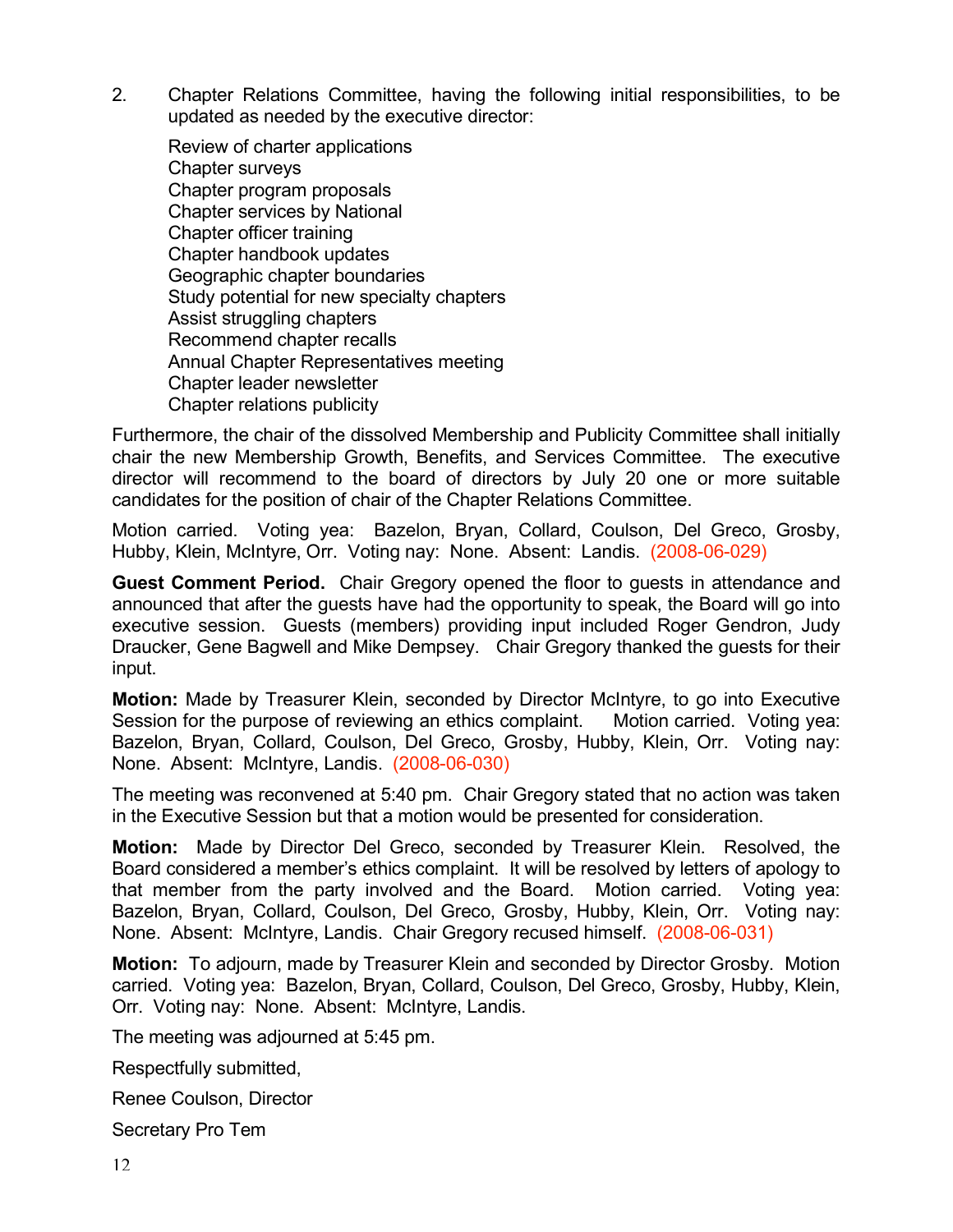2. Chapter Relations Committee, having the following initial responsibilities, to be updated as needed by the executive director:

   Review of charter applications
   Chapter surveys
   Chapter program proposals
   Chapter services by National
   Chapter officer training
   Chapter handbook updates
   Geographic chapter boundaries
   Study potential for new specialty chapters
   Assist struggling chapters
   Recommend chapter recalls
   Annual Chapter Representatives meeting
   Chapter leader newsletter
   Chapter relations publicity

Furthermore, the chair of the dissolved Membership and Publicity Committee shall initially chair the new Membership Growth, Benefits, and Services Committee. The executive director will recommend to the board of directors by July 20 one or more suitable candidates for the position of chair of the Chapter Relations Committee.

Motion carried. Voting yea: Bazelon, Bryan, Collard, Coulson, Del Greco, Grosby, Hubby, Klein, McIntyre, Orr. Voting nay: None. Absent: Landis. (2008-06-029)

**Guest Comment Period.** Chair Gregory opened the floor to guests in attendance and announced that after the guests have had the opportunity to speak, the Board will go into executive session. Guests (members) providing input included Roger Gendron, Judy Draucker, Gene Bagwell and Mike Dempsey. Chair Gregory thanked the guests for their input.

**Motion:** Made by Treasurer Klein, seconded by Director McIntyre, to go into Executive Session for the purpose of reviewing an ethics complaint. Motion carried. Voting yea: Bazelon, Bryan, Collard, Coulson, Del Greco, Grosby, Hubby, Klein, Orr. Voting nay: None. Absent: McIntyre, Landis. (2008-06-030)

The meeting was reconvened at 5:40 pm. Chair Gregory stated that no action was taken in the Executive Session but that a motion would be presented for consideration.

**Motion:** Made by Director Del Greco, seconded by Treasurer Klein. Resolved, the Board considered a member's ethics complaint. It will be resolved by letters of apology to that member from the party involved and the Board. Motion carried. Voting yea: Bazelon, Bryan, Collard, Coulson, Del Greco, Grosby, Hubby, Klein, Orr. Voting nay: None. Absent: McIntyre, Landis. Chair Gregory recused himself. (2008-06-031)

**Motion:** To adjourn, made by Treasurer Klein and seconded by Director Grosby. Motion carried. Voting yea: Bazelon, Bryan, Collard, Coulson, Del Greco, Grosby, Hubby, Klein, Orr. Voting nay: None. Absent: McIntyre, Landis.

The meeting was adjourned at 5:45 pm.

Respectfully submitted,

Renee Coulson, Director

Secretary Pro Tem